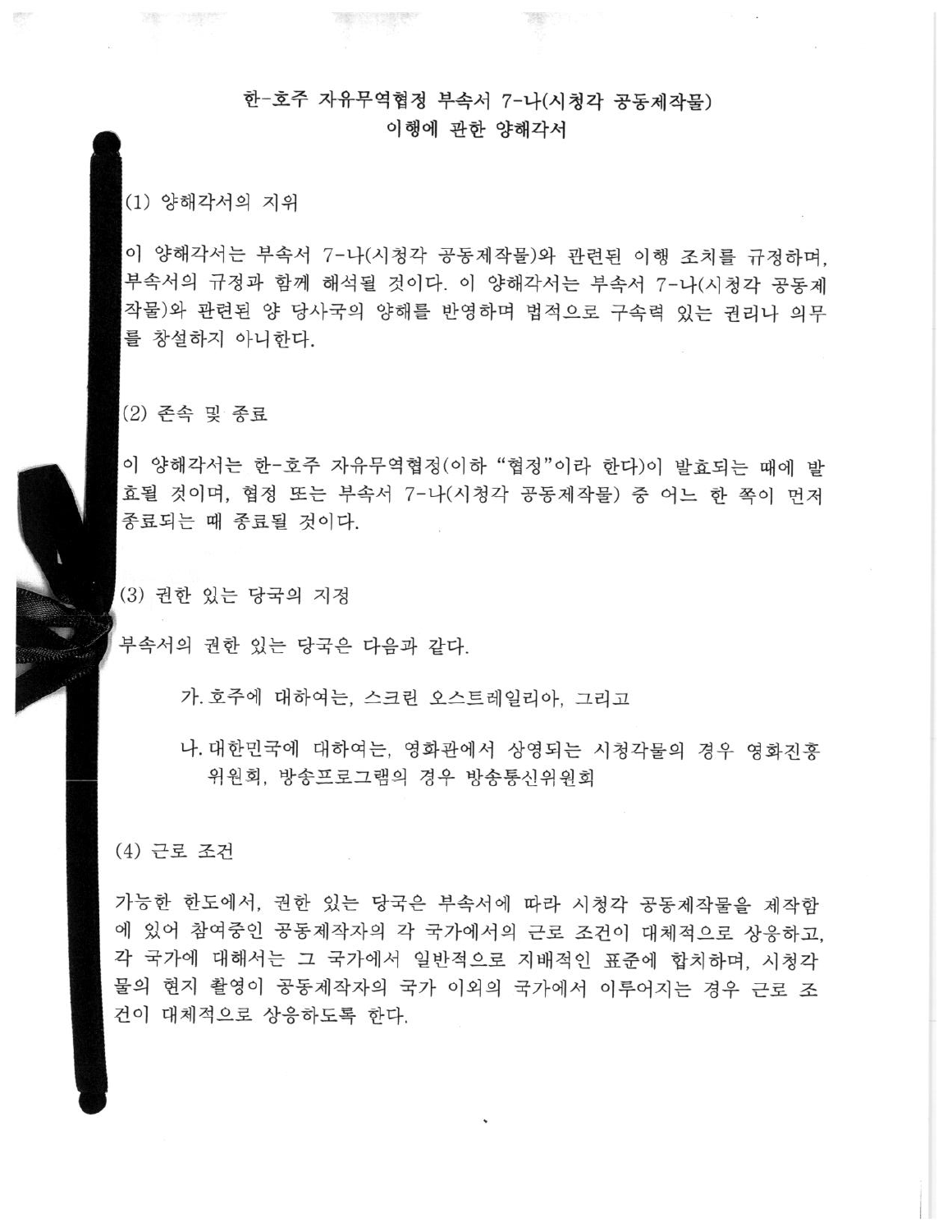# 한-호주 자유무역협정 부속서 7-나(시청각 공동제작물) 이행에 관한 양해각서

## (1) 양해각서의 지위

이 양해각서는 부속서 7-나(시청각 공동제작물)와 관련된 이행 조치를 규정하며, 부속서의 규정과 함께 해석될 것이다. 이 양해각서는 부속서 7-나(시청각 공동제작물)와 관련된 양 당사국의 양해를 반영하며 법적으로 구속력 있는 권리나 의무를 창설하지 아니한다.

## (2) 존속 및 종료

이 양해각서는 한-호주 자유무역협정(이하 "협정"이라 한다)이 발효되는 때에 발효될 것이며, 협정 또는 부속서 7-나(시청각 공동제작물) 중 어느 한 쪽이 먼저 종료되는 때 종료될 것이다.

## (3) 권한 있는 당국의 지정

부속서의 권한 있는 당국은 다음과 같다.

가. 호주에 대하여는, 스크린 오스트레일리아, 그리고

나. 대한민국에 대하여는, 영화관에서 상영되는 시청각물의 경우 영화진흥위원회, 방송프로그램의 경우 방송통신위원회

## (4) 근로 조건

가능한 한도에서, 권한 있는 당국은 부속서에 따라 시청각 공동제작물을 제작함에 있어 참여중인 공동제작자의 각 국가에서의 근로 조건이 대체적으로 상응하고, 각 국가에 대해서는 그 국가에서 일반적으로 지배적인 표준에 합치하며, 시청각물의 현지 촬영이 공동제작자의 국가 이외의 국가에서 이루어지는 경우 근로 조건이 대체적으로 상응하도록 한다.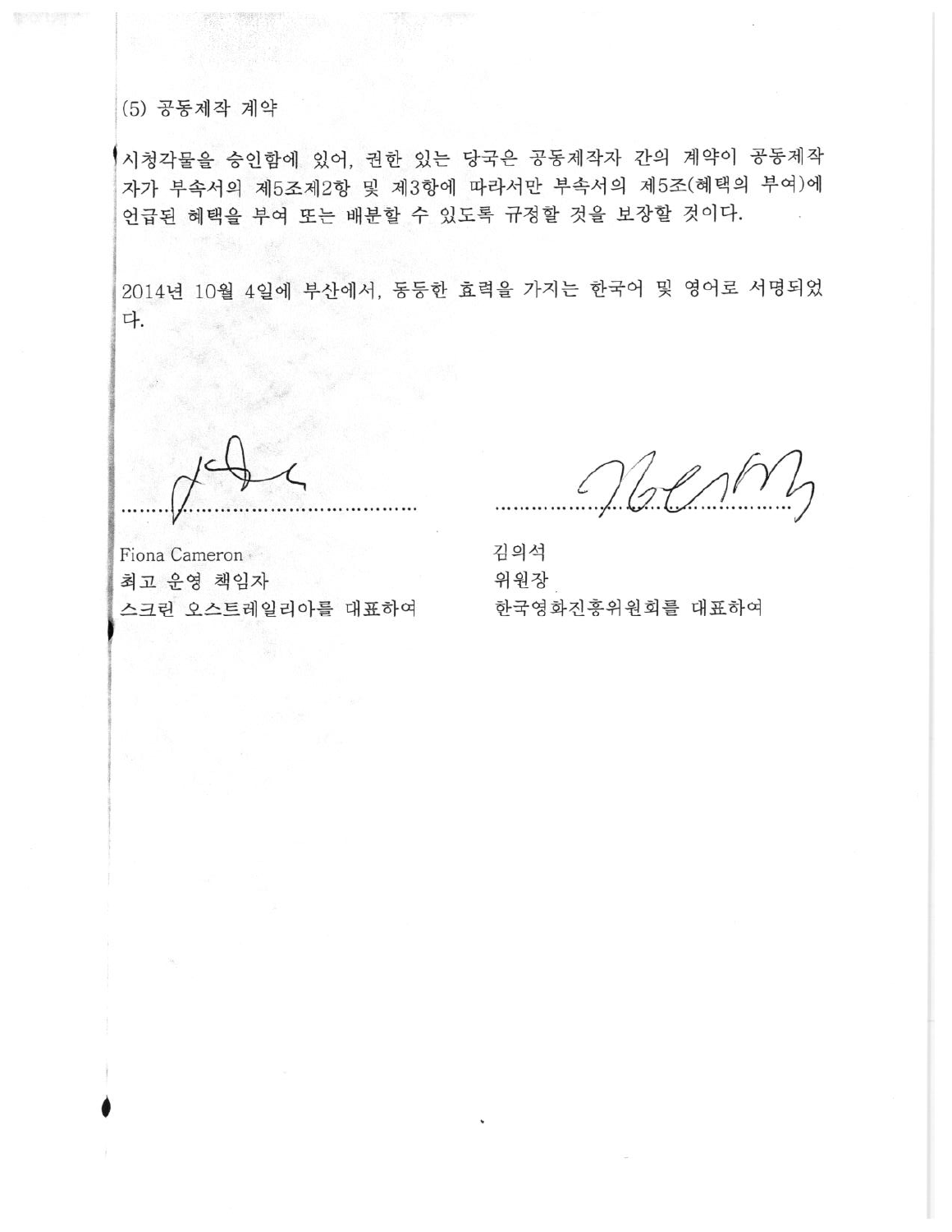(5) 공동제작 계약

시청각물을 승인함에 있어, 권한 있는 당국은 공동제작자 간의 계약이 공동제작자가 부속서의 제5조제2항 및 제3항에 따라서만 부속서의 제5조(혜택의 부여)에 언급된 혜택을 부여 또는 배분할 수 있도록 규정할 것을 보장할 것이다.

2014년 10월 4일에 부산에서, 동등한 효력을 가지는 한국어 및 영어로 서명되었다.

| ............................................. | ............................................. |
| --- | --- |
| Fiona Cameron | 김의석 |
| 최고 운영 책임자 | 위원장 |
| 스크린 오스트레일리아를 대표하여 | 한국영화진흥위원회를 대표하여 |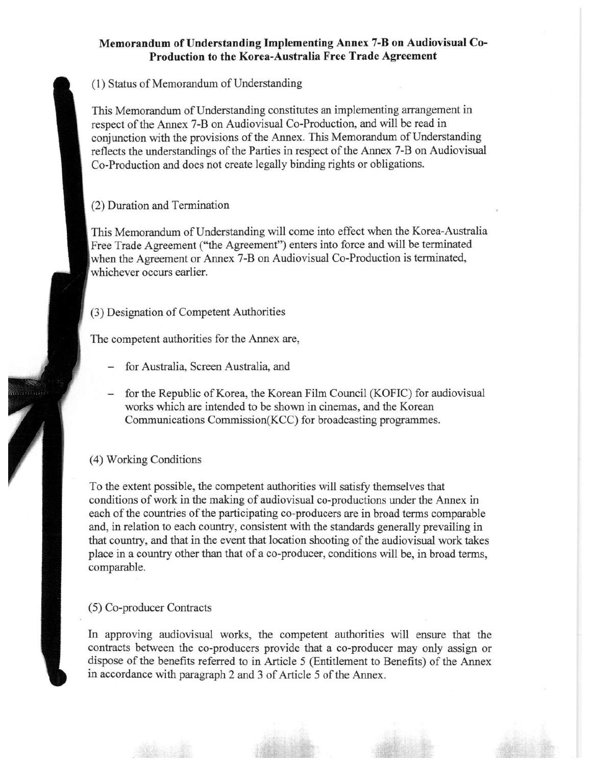**Memorandum of Understanding Implementing Annex 7-B on Audiovisual Co-Production to the Korea-Australia Free Trade Agreement**

(1) Status of Memorandum of Understanding

This Memorandum of Understanding constitutes an implementing arrangement in respect of the Annex 7-B on Audiovisual Co-Production, and will be read in conjunction with the provisions of the Annex. This Memorandum of Understanding reflects the understandings of the Parties in respect of the Annex 7-B on Audiovisual Co-Production and does not create legally binding rights or obligations.

(2) Duration and Termination

This Memorandum of Understanding will come into effect when the Korea-Australia Free Trade Agreement ("the Agreement") enters into force and will be terminated when the Agreement or Annex 7-B on Audiovisual Co-Production is terminated, whichever occurs earlier.

(3) Designation of Competent Authorities

The competent authorities for the Annex are,

- for Australia, Screen Australia, and
- for the Republic of Korea, the Korean Film Council (KOFIC) for audiovisual works which are intended to be shown in cinemas, and the Korean Communications Commission(KCC) for broadcasting programmes.

(4) Working Conditions

To the extent possible, the competent authorities will satisfy themselves that conditions of work in the making of audiovisual co-productions under the Annex in each of the countries of the participating co-producers are in broad terms comparable and, in relation to each country, consistent with the standards generally prevailing in that country, and that in the event that location shooting of the audiovisual work takes place in a country other than that of a co-producer, conditions will be, in broad terms, comparable.

(5) Co-producer Contracts

In approving audiovisual works, the competent authorities will ensure that the contracts between the co-producers provide that a co-producer may only assign or dispose of the benefits referred to in Article 5 (Entitlement to Benefits) of the Annex in accordance with paragraph 2 and 3 of Article 5 of the Annex.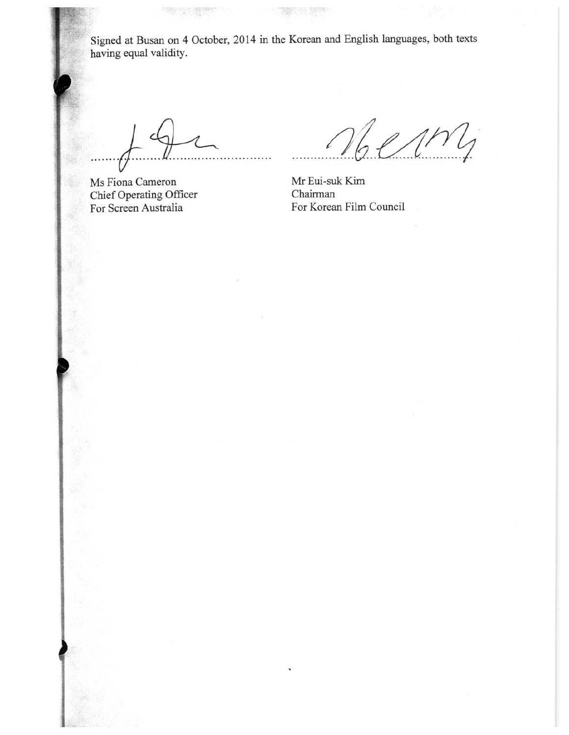Signed at Busan on 4 October, 2014 in the Korean and English languages, both texts having equal validity.

| | |
|---|---|
| ............................................... | ............................................... |
| Ms Fiona Cameron | Mr Eui-suk Kim |
| Chief Operating Officer | Chairman |
| For Screen Australia | For Korean Film Council |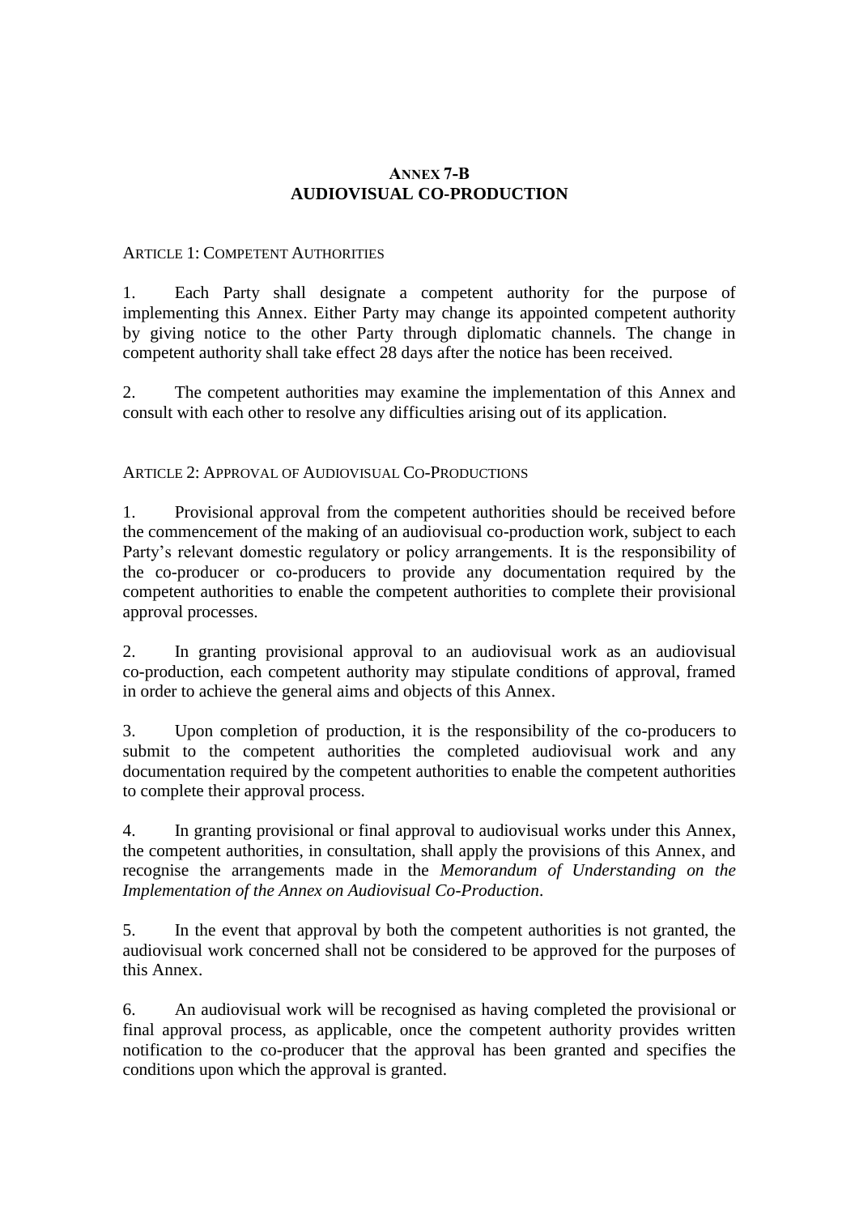# ANNEX 7-B
# AUDIOVISUAL CO-PRODUCTION

ARTICLE 1: COMPETENT AUTHORITIES

1. Each Party shall designate a competent authority for the purpose of implementing this Annex. Either Party may change its appointed competent authority by giving notice to the other Party through diplomatic channels. The change in competent authority shall take effect 28 days after the notice has been received.

2. The competent authorities may examine the implementation of this Annex and consult with each other to resolve any difficulties arising out of its application.

ARTICLE 2: APPROVAL OF AUDIOVISUAL CO-PRODUCTIONS

1. Provisional approval from the competent authorities should be received before the commencement of the making of an audiovisual co-production work, subject to each Party's relevant domestic regulatory or policy arrangements. It is the responsibility of the co-producer or co-producers to provide any documentation required by the competent authorities to enable the competent authorities to complete their provisional approval processes.

2. In granting provisional approval to an audiovisual work as an audiovisual co-production, each competent authority may stipulate conditions of approval, framed in order to achieve the general aims and objects of this Annex.

3. Upon completion of production, it is the responsibility of the co-producers to submit to the competent authorities the completed audiovisual work and any documentation required by the competent authorities to enable the competent authorities to complete their approval process.

4. In granting provisional or final approval to audiovisual works under this Annex, the competent authorities, in consultation, shall apply the provisions of this Annex, and recognise the arrangements made in the *Memorandum of Understanding on the Implementation of the Annex on Audiovisual Co-Production*.

5. In the event that approval by both the competent authorities is not granted, the audiovisual work concerned shall not be considered to be approved for the purposes of this Annex.

6. An audiovisual work will be recognised as having completed the provisional or final approval process, as applicable, once the competent authority provides written notification to the co-producer that the approval has been granted and specifies the conditions upon which the approval is granted.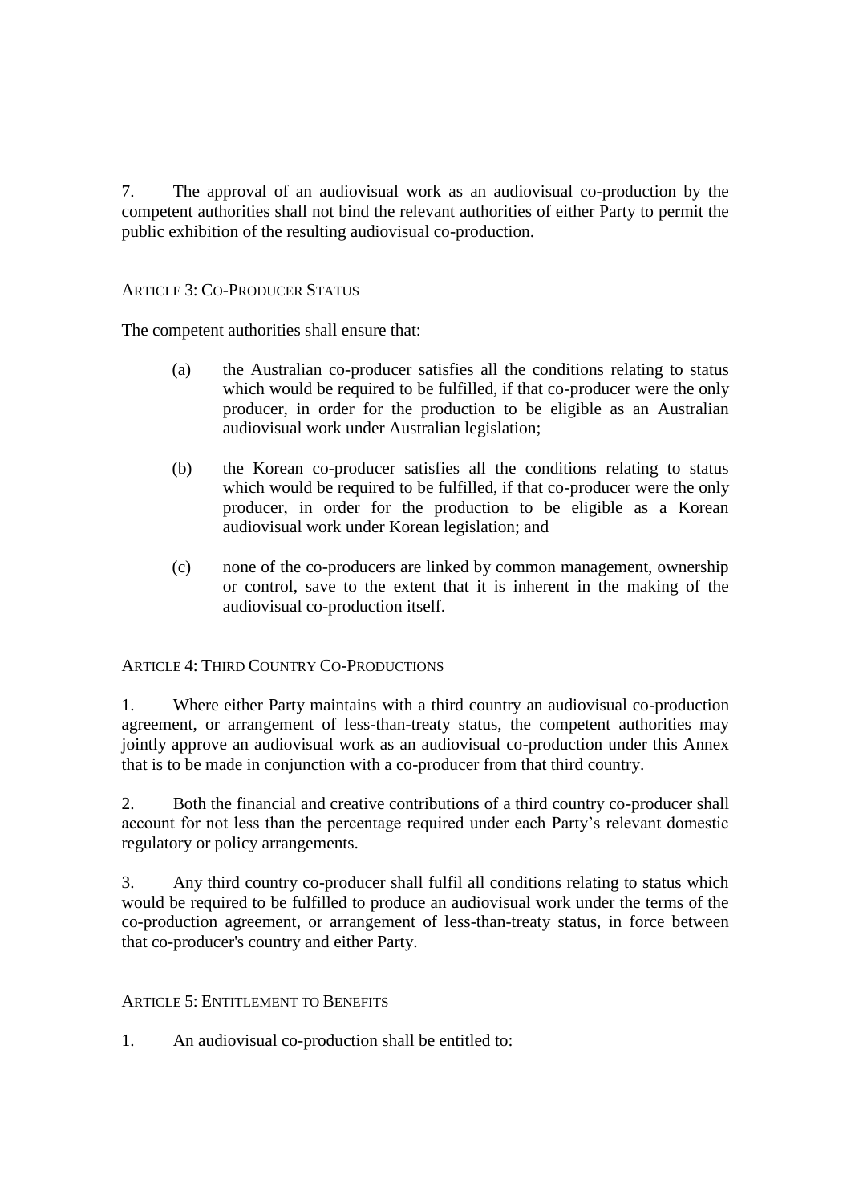7. The approval of an audiovisual work as an audiovisual co-production by the competent authorities shall not bind the relevant authorities of either Party to permit the public exhibition of the resulting audiovisual co-production.

## ARTICLE 3: CO-PRODUCER STATUS

The competent authorities shall ensure that:

(a) the Australian co-producer satisfies all the conditions relating to status which would be required to be fulfilled, if that co-producer were the only producer, in order for the production to be eligible as an Australian audiovisual work under Australian legislation;

(b) the Korean co-producer satisfies all the conditions relating to status which would be required to be fulfilled, if that co-producer were the only producer, in order for the production to be eligible as a Korean audiovisual work under Korean legislation; and

(c) none of the co-producers are linked by common management, ownership or control, save to the extent that it is inherent in the making of the audiovisual co-production itself.

## ARTICLE 4: THIRD COUNTRY CO-PRODUCTIONS

1. Where either Party maintains with a third country an audiovisual co-production agreement, or arrangement of less-than-treaty status, the competent authorities may jointly approve an audiovisual work as an audiovisual co-production under this Annex that is to be made in conjunction with a co-producer from that third country.

2. Both the financial and creative contributions of a third country co-producer shall account for not less than the percentage required under each Party's relevant domestic regulatory or policy arrangements.

3. Any third country co-producer shall fulfil all conditions relating to status which would be required to be fulfilled to produce an audiovisual work under the terms of the co-production agreement, or arrangement of less-than-treaty status, in force between that co-producer's country and either Party.

## ARTICLE 5: ENTITLEMENT TO BENEFITS

1. An audiovisual co-production shall be entitled to: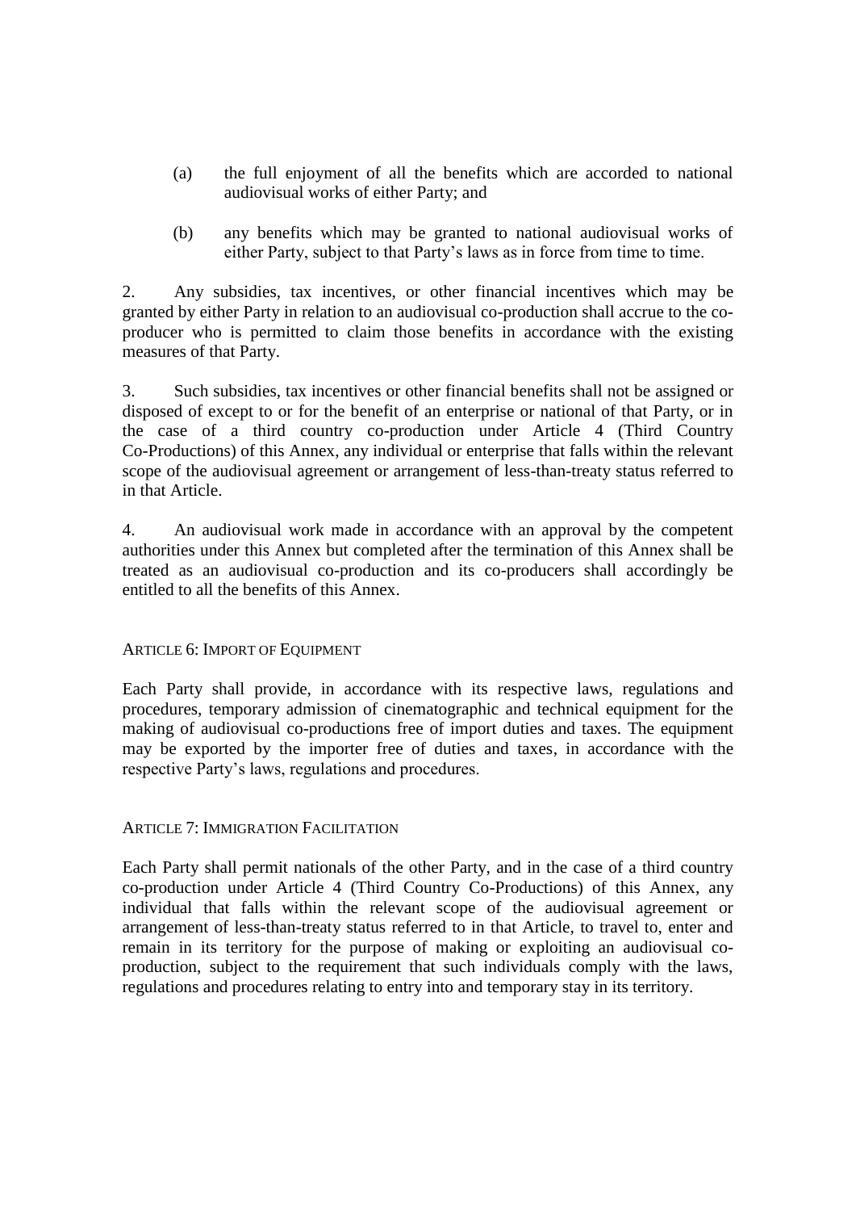(a) the full enjoyment of all the benefits which are accorded to national audiovisual works of either Party; and

(b) any benefits which may be granted to national audiovisual works of either Party, subject to that Party's laws as in force from time to time.

2. Any subsidies, tax incentives, or other financial incentives which may be granted by either Party in relation to an audiovisual co-production shall accrue to the co-producer who is permitted to claim those benefits in accordance with the existing measures of that Party.

3. Such subsidies, tax incentives or other financial benefits shall not be assigned or disposed of except to or for the benefit of an enterprise or national of that Party, or in the case of a third country co-production under Article 4 (Third Country Co-Productions) of this Annex, any individual or enterprise that falls within the relevant scope of the audiovisual agreement or arrangement of less-than-treaty status referred to in that Article.

4. An audiovisual work made in accordance with an approval by the competent authorities under this Annex but completed after the termination of this Annex shall be treated as an audiovisual co-production and its co-producers shall accordingly be entitled to all the benefits of this Annex.

ARTICLE 6: IMPORT OF EQUIPMENT

Each Party shall provide, in accordance with its respective laws, regulations and procedures, temporary admission of cinematographic and technical equipment for the making of audiovisual co-productions free of import duties and taxes. The equipment may be exported by the importer free of duties and taxes, in accordance with the respective Party's laws, regulations and procedures.

ARTICLE 7: IMMIGRATION FACILITATION

Each Party shall permit nationals of the other Party, and in the case of a third country co-production under Article 4 (Third Country Co-Productions) of this Annex, any individual that falls within the relevant scope of the audiovisual agreement or arrangement of less-than-treaty status referred to in that Article, to travel to, enter and remain in its territory for the purpose of making or exploiting an audiovisual co-production, subject to the requirement that such individuals comply with the laws, regulations and procedures relating to entry into and temporary stay in its territory.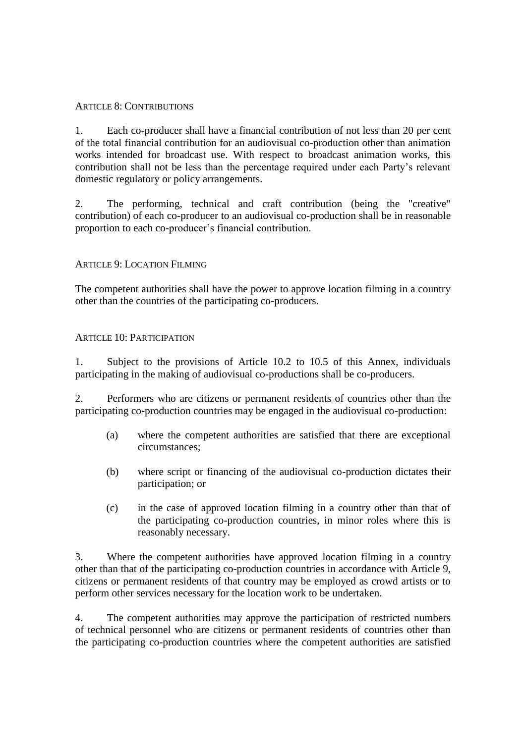## ARTICLE 8: CONTRIBUTIONS

1. Each co-producer shall have a financial contribution of not less than 20 per cent of the total financial contribution for an audiovisual co-production other than animation works intended for broadcast use. With respect to broadcast animation works, this contribution shall not be less than the percentage required under each Party's relevant domestic regulatory or policy arrangements.

2. The performing, technical and craft contribution (being the "creative" contribution) of each co-producer to an audiovisual co-production shall be in reasonable proportion to each co-producer's financial contribution.

## ARTICLE 9: LOCATION FILMING

The competent authorities shall have the power to approve location filming in a country other than the countries of the participating co-producers.

## ARTICLE 10: PARTICIPATION

1. Subject to the provisions of Article 10.2 to 10.5 of this Annex, individuals participating in the making of audiovisual co-productions shall be co-producers.

2. Performers who are citizens or permanent residents of countries other than the participating co-production countries may be engaged in the audiovisual co-production:

   (a) where the competent authorities are satisfied that there are exceptional circumstances;

   (b) where script or financing of the audiovisual co-production dictates their participation; or

   (c) in the case of approved location filming in a country other than that of the participating co-production countries, in minor roles where this is reasonably necessary.

3. Where the competent authorities have approved location filming in a country other than that of the participating co-production countries in accordance with Article 9, citizens or permanent residents of that country may be employed as crowd artists or to perform other services necessary for the location work to be undertaken.

4. The competent authorities may approve the participation of restricted numbers of technical personnel who are citizens or permanent residents of countries other than the participating co-production countries where the competent authorities are satisfied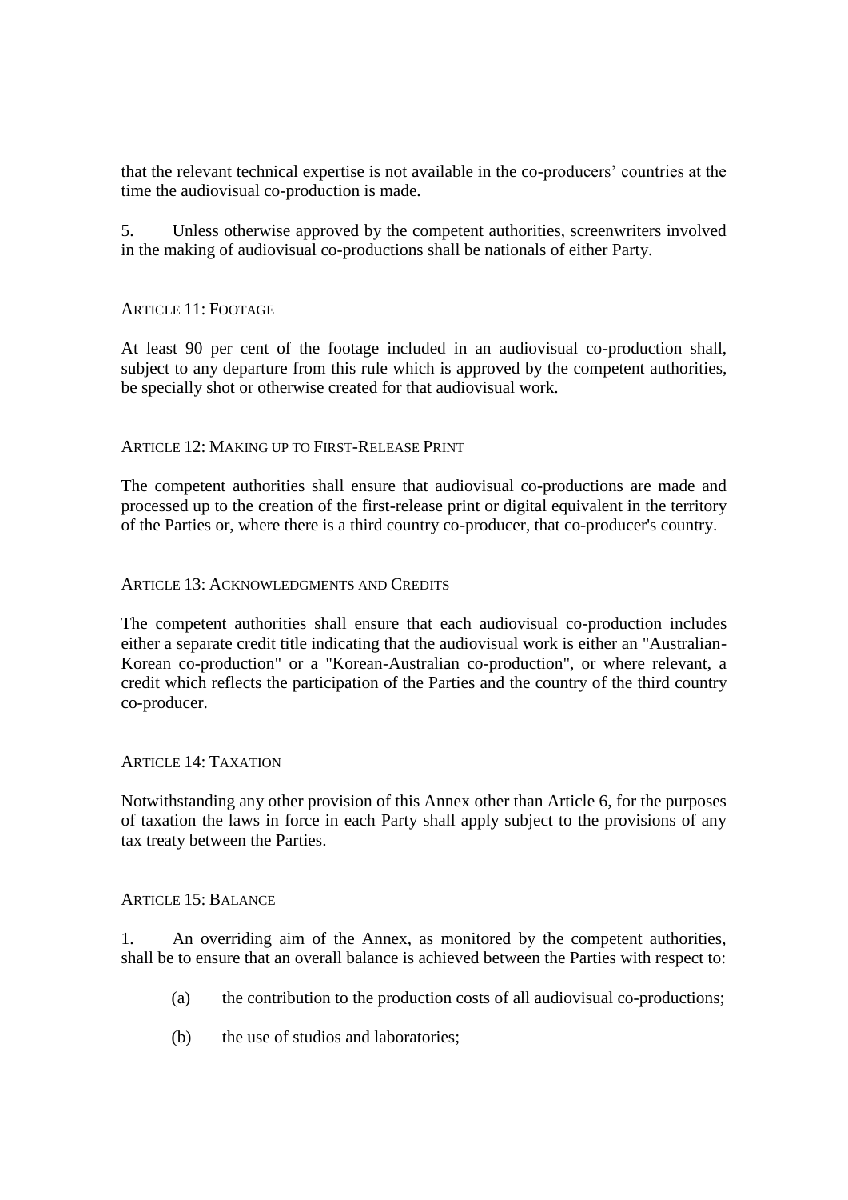that the relevant technical expertise is not available in the co-producers' countries at the time the audiovisual co-production is made.

5. Unless otherwise approved by the competent authorities, screenwriters involved in the making of audiovisual co-productions shall be nationals of either Party.

### Article 11: Footage

At least 90 per cent of the footage included in an audiovisual co-production shall, subject to any departure from this rule which is approved by the competent authorities, be specially shot or otherwise created for that audiovisual work.

### Article 12: Making up to First-Release Print

The competent authorities shall ensure that audiovisual co-productions are made and processed up to the creation of the first-release print or digital equivalent in the territory of the Parties or, where there is a third country co-producer, that co-producer's country.

### Article 13: Acknowledgments and Credits

The competent authorities shall ensure that each audiovisual co-production includes either a separate credit title indicating that the audiovisual work is either an "Australian-Korean co-production" or a "Korean-Australian co-production", or where relevant, a credit which reflects the participation of the Parties and the country of the third country co-producer.

### Article 14: Taxation

Notwithstanding any other provision of this Annex other than Article 6, for the purposes of taxation the laws in force in each Party shall apply subject to the provisions of any tax treaty between the Parties.

### Article 15: Balance

1. An overriding aim of the Annex, as monitored by the competent authorities, shall be to ensure that an overall balance is achieved between the Parties with respect to:

   (a) the contribution to the production costs of all audiovisual co-productions;

   (b) the use of studios and laboratories;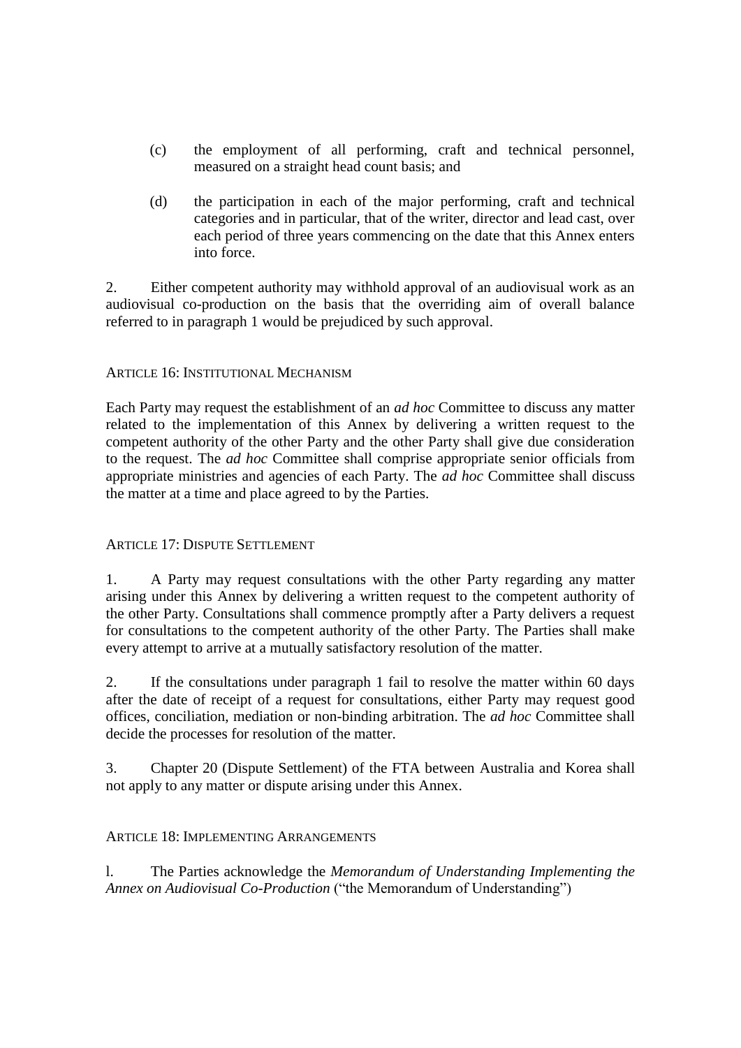(c) the employment of all performing, craft and technical personnel, measured on a straight head count basis; and

(d) the participation in each of the major performing, craft and technical categories and in particular, that of the writer, director and lead cast, over each period of three years commencing on the date that this Annex enters into force.

2. Either competent authority may withhold approval of an audiovisual work as an audiovisual co-production on the basis that the overriding aim of overall balance referred to in paragraph 1 would be prejudiced by such approval.

### ARTICLE 16: INSTITUTIONAL MECHANISM

Each Party may request the establishment of an *ad hoc* Committee to discuss any matter related to the implementation of this Annex by delivering a written request to the competent authority of the other Party and the other Party shall give due consideration to the request. The *ad hoc* Committee shall comprise appropriate senior officials from appropriate ministries and agencies of each Party. The *ad hoc* Committee shall discuss the matter at a time and place agreed to by the Parties.

### ARTICLE 17: DISPUTE SETTLEMENT

1. A Party may request consultations with the other Party regarding any matter arising under this Annex by delivering a written request to the competent authority of the other Party. Consultations shall commence promptly after a Party delivers a request for consultations to the competent authority of the other Party. The Parties shall make every attempt to arrive at a mutually satisfactory resolution of the matter.

2. If the consultations under paragraph 1 fail to resolve the matter within 60 days after the date of receipt of a request for consultations, either Party may request good offices, conciliation, mediation or non-binding arbitration. The *ad hoc* Committee shall decide the processes for resolution of the matter.

3. Chapter 20 (Dispute Settlement) of the FTA between Australia and Korea shall not apply to any matter or dispute arising under this Annex.

### ARTICLE 18: IMPLEMENTING ARRANGEMENTS

l. The Parties acknowledge the *Memorandum of Understanding Implementing the Annex on Audiovisual Co-Production* ("the Memorandum of Understanding")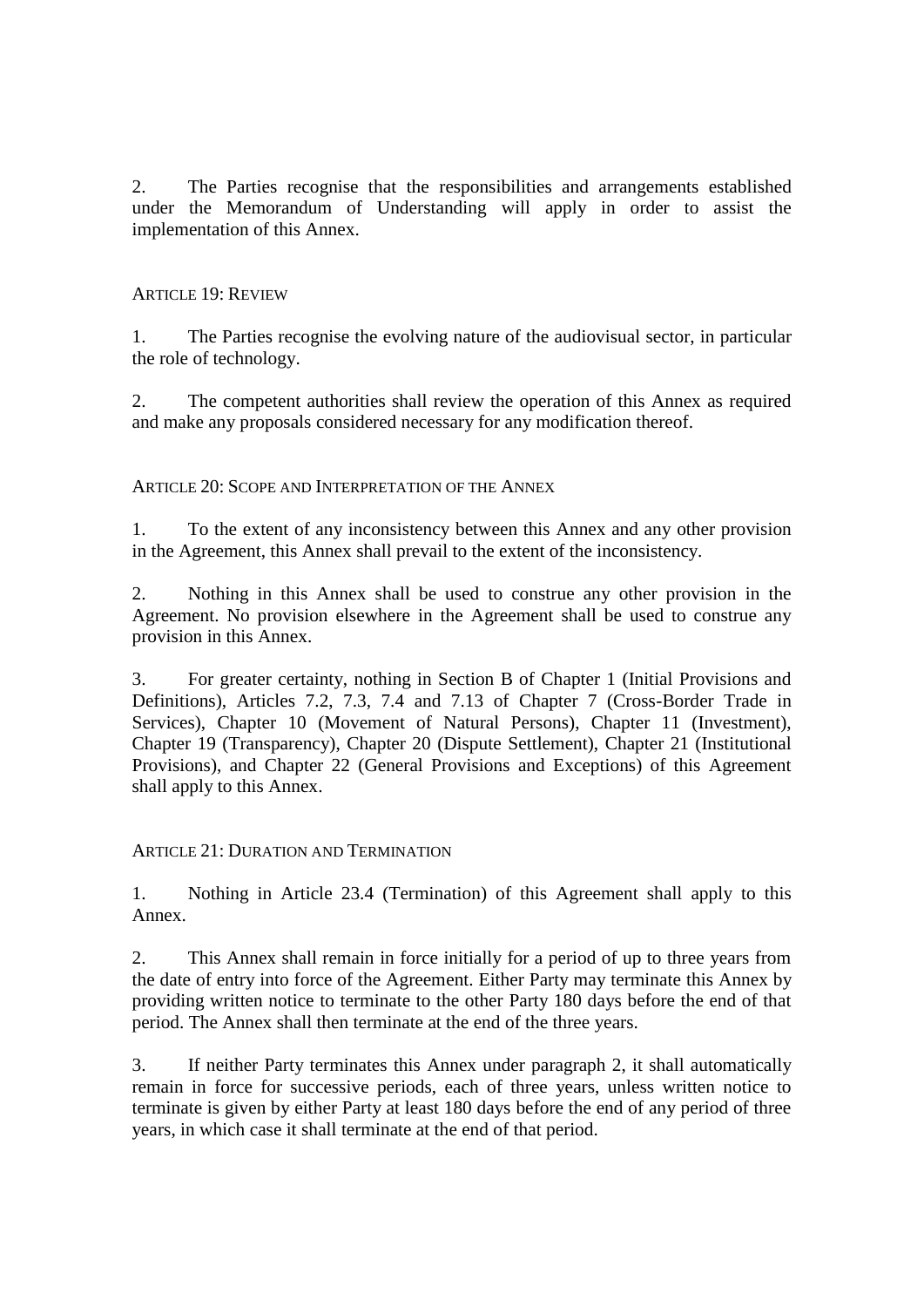2. The Parties recognise that the responsibilities and arrangements established under the Memorandum of Understanding will apply in order to assist the implementation of this Annex.

### ARTICLE 19: REVIEW

1. The Parties recognise the evolving nature of the audiovisual sector, in particular the role of technology.

2. The competent authorities shall review the operation of this Annex as required and make any proposals considered necessary for any modification thereof.

### ARTICLE 20: SCOPE AND INTERPRETATION OF THE ANNEX

1. To the extent of any inconsistency between this Annex and any other provision in the Agreement, this Annex shall prevail to the extent of the inconsistency.

2. Nothing in this Annex shall be used to construe any other provision in the Agreement. No provision elsewhere in the Agreement shall be used to construe any provision in this Annex.

3. For greater certainty, nothing in Section B of Chapter 1 (Initial Provisions and Definitions), Articles 7.2, 7.3, 7.4 and 7.13 of Chapter 7 (Cross-Border Trade in Services), Chapter 10 (Movement of Natural Persons), Chapter 11 (Investment), Chapter 19 (Transparency), Chapter 20 (Dispute Settlement), Chapter 21 (Institutional Provisions), and Chapter 22 (General Provisions and Exceptions) of this Agreement shall apply to this Annex.

### ARTICLE 21: DURATION AND TERMINATION

1. Nothing in Article 23.4 (Termination) of this Agreement shall apply to this Annex.

2. This Annex shall remain in force initially for a period of up to three years from the date of entry into force of the Agreement. Either Party may terminate this Annex by providing written notice to terminate to the other Party 180 days before the end of that period. The Annex shall then terminate at the end of the three years.

3. If neither Party terminates this Annex under paragraph 2, it shall automatically remain in force for successive periods, each of three years, unless written notice to terminate is given by either Party at least 180 days before the end of any period of three years, in which case it shall terminate at the end of that period.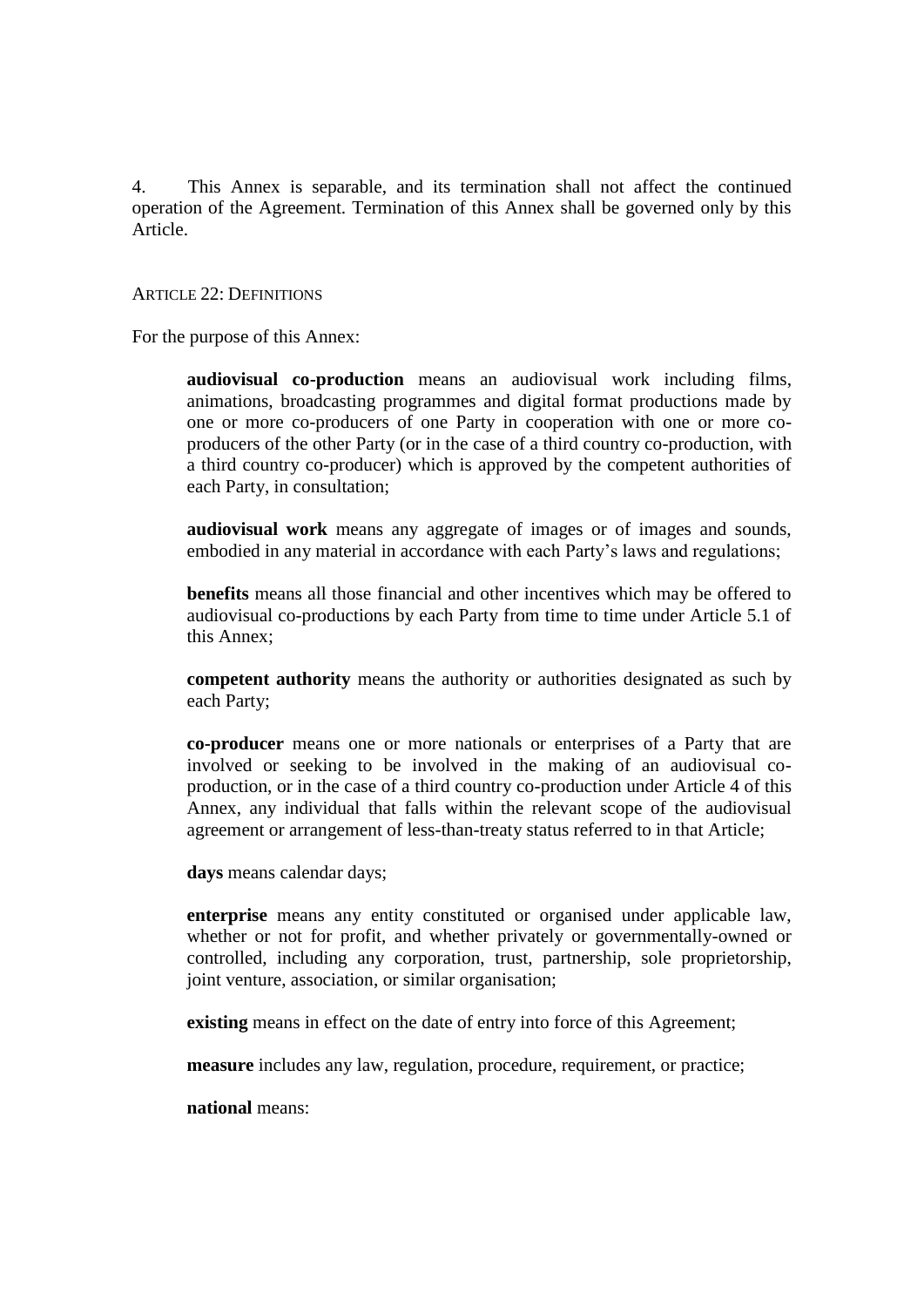4. This Annex is separable, and its termination shall not affect the continued operation of the Agreement. Termination of this Annex shall be governed only by this Article.

## ARTICLE 22: DEFINITIONS

For the purpose of this Annex:

**audiovisual co-production** means an audiovisual work including films, animations, broadcasting programmes and digital format productions made by one or more co-producers of one Party in cooperation with one or more co-producers of the other Party (or in the case of a third country co-production, with a third country co-producer) which is approved by the competent authorities of each Party, in consultation;

**audiovisual work** means any aggregate of images or of images and sounds, embodied in any material in accordance with each Party's laws and regulations;

**benefits** means all those financial and other incentives which may be offered to audiovisual co-productions by each Party from time to time under Article 5.1 of this Annex;

**competent authority** means the authority or authorities designated as such by each Party;

**co-producer** means one or more nationals or enterprises of a Party that are involved or seeking to be involved in the making of an audiovisual co-production, or in the case of a third country co-production under Article 4 of this Annex, any individual that falls within the relevant scope of the audiovisual agreement or arrangement of less-than-treaty status referred to in that Article;

**days** means calendar days;

**enterprise** means any entity constituted or organised under applicable law, whether or not for profit, and whether privately or governmentally-owned or controlled, including any corporation, trust, partnership, sole proprietorship, joint venture, association, or similar organisation;

**existing** means in effect on the date of entry into force of this Agreement;

**measure** includes any law, regulation, procedure, requirement, or practice;

**national** means: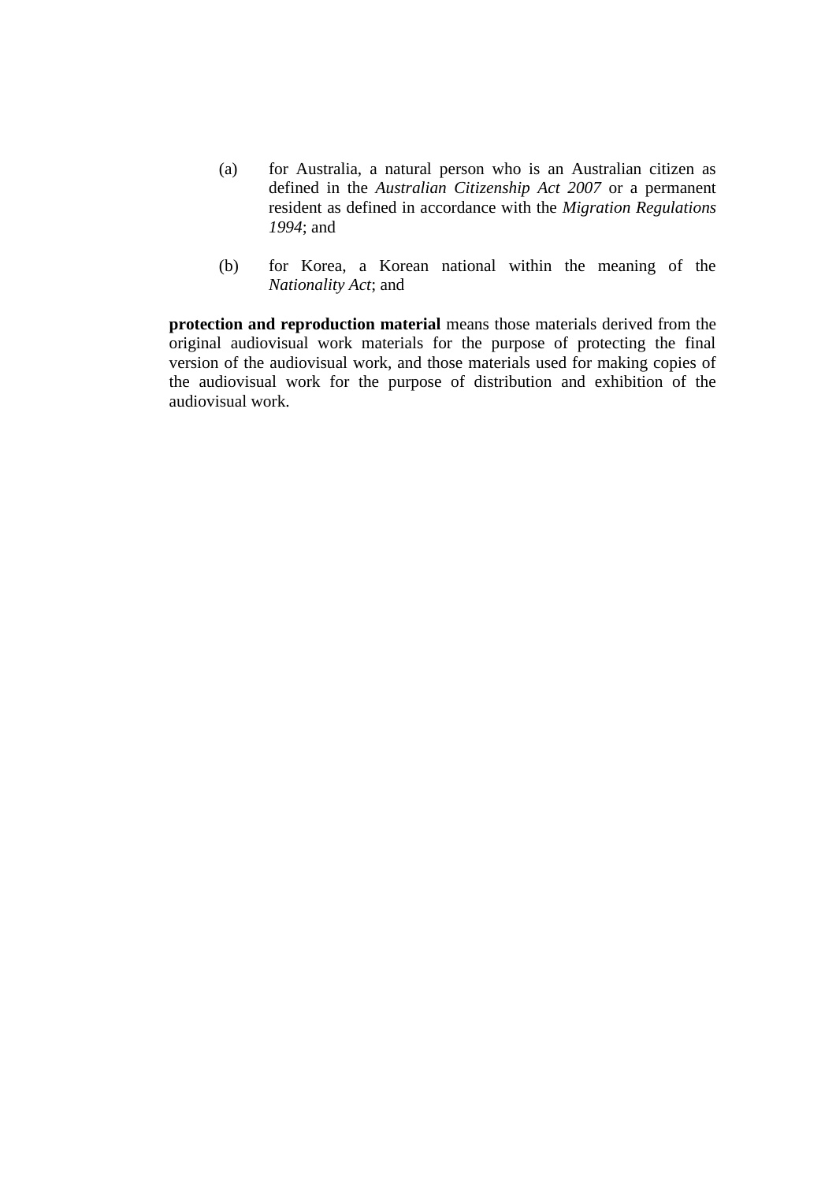(a) for Australia, a natural person who is an Australian citizen as defined in the *Australian Citizenship Act 2007* or a permanent resident as defined in accordance with the *Migration Regulations 1994*; and

(b) for Korea, a Korean national within the meaning of the *Nationality Act*; and

**protection and reproduction material** means those materials derived from the original audiovisual work materials for the purpose of protecting the final version of the audiovisual work, and those materials used for making copies of the audiovisual work for the purpose of distribution and exhibition of the audiovisual work.